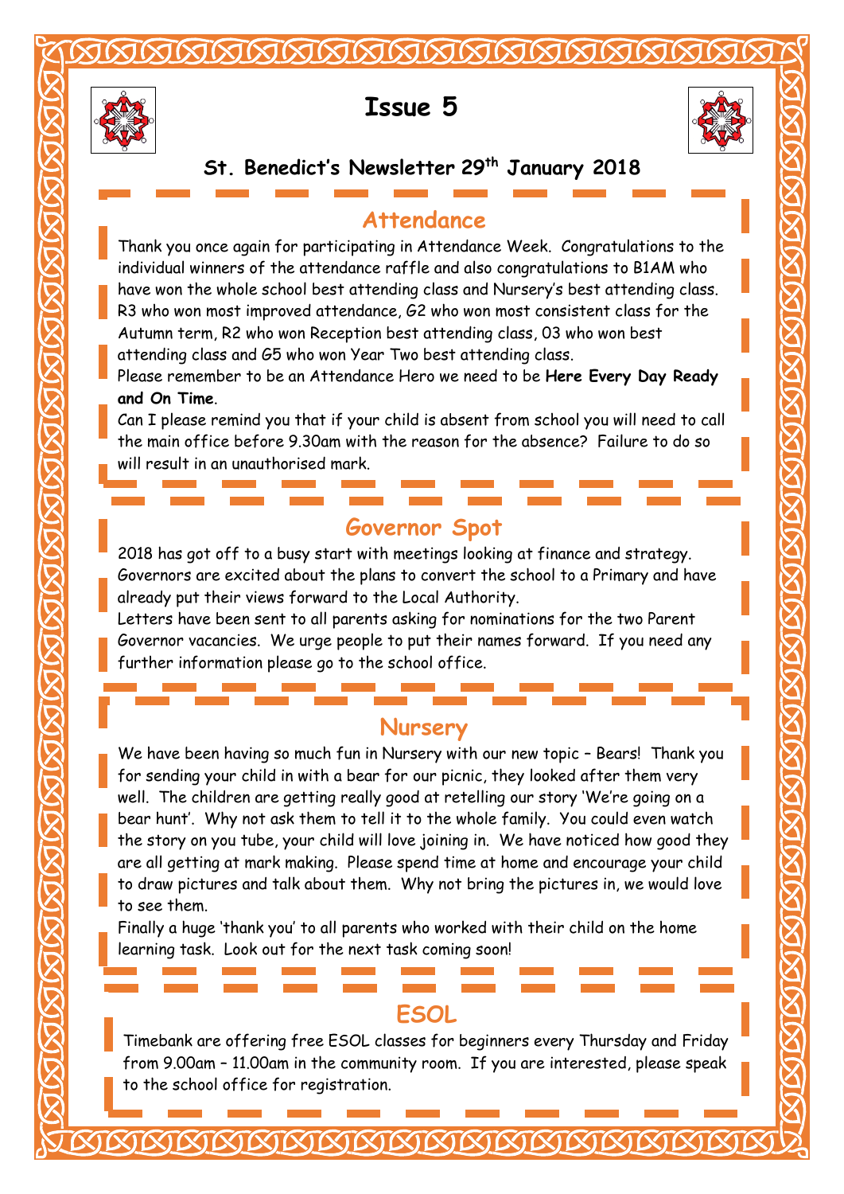# Issue 5

## St. Benedict's Newsletter 29th January 2018

## Attendance

Thank you once again for participating in Attendance Week. Congratulations to the individual winners of the attendance raffle and also congratulations to B1AM who have won the whole school best attending class and Nursery's best attending class. R3 who won most improved attendance, G2 who won most consistent class for the Autumn term, R2 who won Reception best attending class, O3 who won best attending class and G5 who won Year Two best attending class.

Please remember to be an Attendance Hero we need to be **Here Every Day Ready and On Time**.

Can I please remind you that if your child is absent from school you will need to call the main office before 9.30am with the reason for the absence? Failure to do so will result in an unauthorised mark.

## Governor Spot

2018 has got off to a busy start with meetings looking at finance and strategy. Governors are excited about the plans to convert the school to a Primary and have already put their views forward to the Local Authority.

Letters have been sent to all parents asking for nominations for the two Parent Governor vacancies. We urge people to put their names forward. If you need any further information please go to the school office.

## Nursery

We have been having so much fun in Nursery with our new topic – Bears! Thank you for sending your child in with a bear for our picnic, they looked after them very well. The children are getting really good at retelling our story 'We're going on a bear hunt'. Why not ask them to tell it to the whole family. You could even watch the story on you tube, your child will love joining in. We have noticed how good they are all getting at mark making. Please spend time at home and encourage your child to draw pictures and talk about them. Why not bring the pictures in, we would love to see them.

Finally a huge 'thank you' to all parents who worked with their child on the home learning task. Look out for the next task coming soon!

## ESOL

Timebank are offering free ESOL classes for beginners every Thursday and Friday from 9.00am – 11.00am in the community room. If you are interested, please speak to the school office for registration.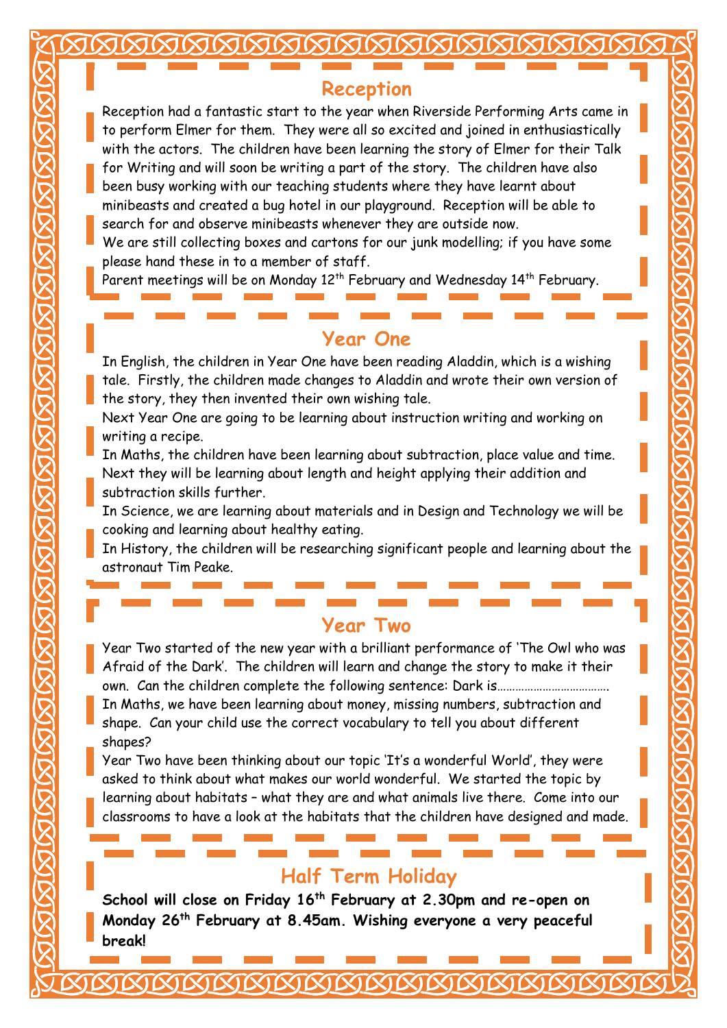## Reception

Reception had a fantastic start to the year when Riverside Performing Arts came in to perform Elmer for them. They were all so excited and joined in enthusiastically with the actors. The children have been learning the story of Elmer for their Talk for Writing and will soon be writing a part of the story. The children have also been busy working with our teaching students where they have learnt about minibeasts and created a bug hotel in our playground. Reception will be able to search for and observe minibeasts whenever they are outside now.

We are still collecting boxes and cartons for our junk modelling; if you have some please hand these in to a member of staff.

Parent meetings will be on Monday 12th February and Wednesday 14th February.

## Year One

In English, the children in Year One have been reading Aladdin, which is a wishing tale. Firstly, the children made changes to Aladdin and wrote their own version of the story, they then invented their own wishing tale.

Next Year One are going to be learning about instruction writing and working on writing a recipe.

In Maths, the children have been learning about subtraction, place value and time. Next they will be learning about length and height applying their addition and subtraction skills further.

In Science, we are learning about materials and in Design and Technology we will be cooking and learning about healthy eating.

In History, the children will be researching significant people and learning about the astronaut Tim Peake.

## Year Two

Year Two started of the new year with a brilliant performance of 'The Owl who was Afraid of the Dark'. The children will learn and change the story to make it their own. Can the children complete the following sentence: Dark is……………………………….

In Maths, we have been learning about money, missing numbers, subtraction and shape. Can your child use the correct vocabulary to tell you about different shapes?

Year Two have been thinking about our topic 'It's a wonderful World', they were asked to think about what makes our world wonderful. We started the topic by learning about habitats – what they are and what animals live there. Come into our classrooms to have a look at the habitats that the children have designed and made.

## Half Term Holiday

**School will close on Friday 16th February at 2.30pm and re-open on Monday 26th February at 8.45am. Wishing everyone a very peaceful break!**